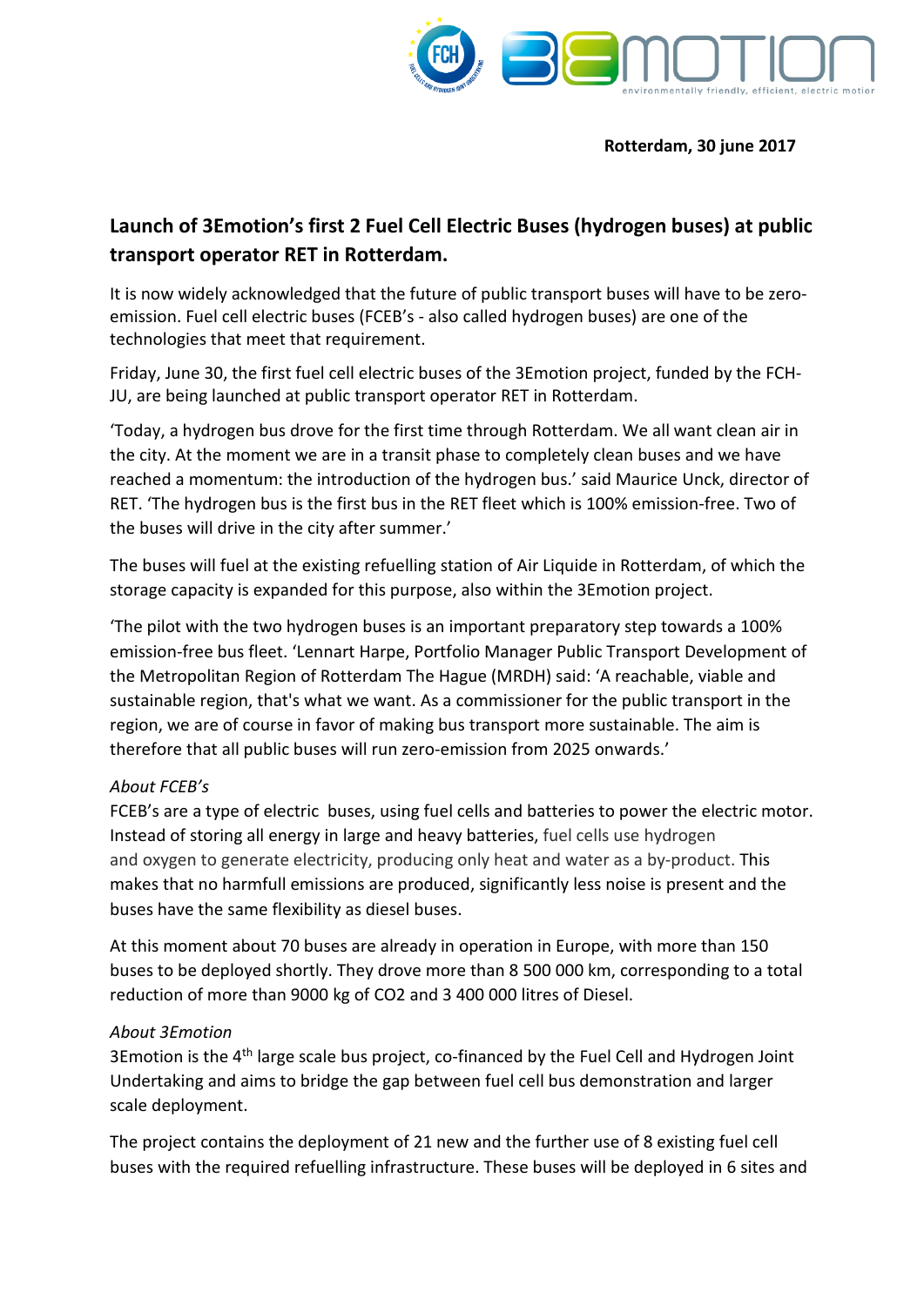Rotterdam, 30 june 2017

# Launch of 3Emotion's first 2 Fuel Cell Electric Buses (hydrogen buses) at public transport operator RET in Rotterdam.

It is now widely acknowledged that the future of public transport buses will have to be zero-emission. Fuel cell electric buses (FCEB's - also called hydrogen buses) are one of the technologies that meet that requirement.

Friday, June 30, the first fuel cell electric buses of the 3Emotion project, funded by the FCH-JU, are being launched at public transport operator RET in Rotterdam.

'Today, a hydrogen bus drove for the first time through Rotterdam. We all want clean air in the city. At the moment we are in a transit phase to completely clean buses and we have reached a momentum: the introduction of the hydrogen bus.' said Maurice Unck, director of RET. 'The hydrogen bus is the first bus in the RET fleet which is 100% emission-free. Two of the buses will drive in the city after summer.'

The buses will fuel at the existing refuelling station of Air Liquide in Rotterdam, of which the storage capacity is expanded for this purpose, also within the 3Emotion project.

'The pilot with the two hydrogen buses is an important preparatory step towards a 100% emission-free bus fleet. 'Lennart Harpe, Portfolio Manager Public Transport Development of the Metropolitan Region of Rotterdam The Hague (MRDH) said: 'A reachable, viable and sustainable region, that's what we want. As a commissioner for the public transport in the region, we are of course in favor of making bus transport more sustainable. The aim is therefore that all public buses will run zero-emission from 2025 onwards.'

*About FCEB's*

FCEB's are a type of electric buses, using fuel cells and batteries to power the electric motor. Instead of storing all energy in large and heavy batteries, fuel cells use hydrogen and oxygen to generate electricity, producing only heat and water as a by-product. This makes that no harmfull emissions are produced, significantly less noise is present and the buses have the same flexibility as diesel buses.

At this moment about 70 buses are already in operation in Europe, with more than 150 buses to be deployed shortly. They drove more than 8 500 000 km, corresponding to a total reduction of more than 9000 kg of $CO_2$ and 3 400 000 litres of Diesel.

*About 3Emotion*

3Emotion is the 4$^{th}$ large scale bus project, co-financed by the Fuel Cell and Hydrogen Joint Undertaking and aims to bridge the gap between fuel cell bus demonstration and larger scale deployment.

The project contains the deployment of 21 new and the further use of 8 existing fuel cell buses with the required refuelling infrastructure. These buses will be deployed in 6 sites and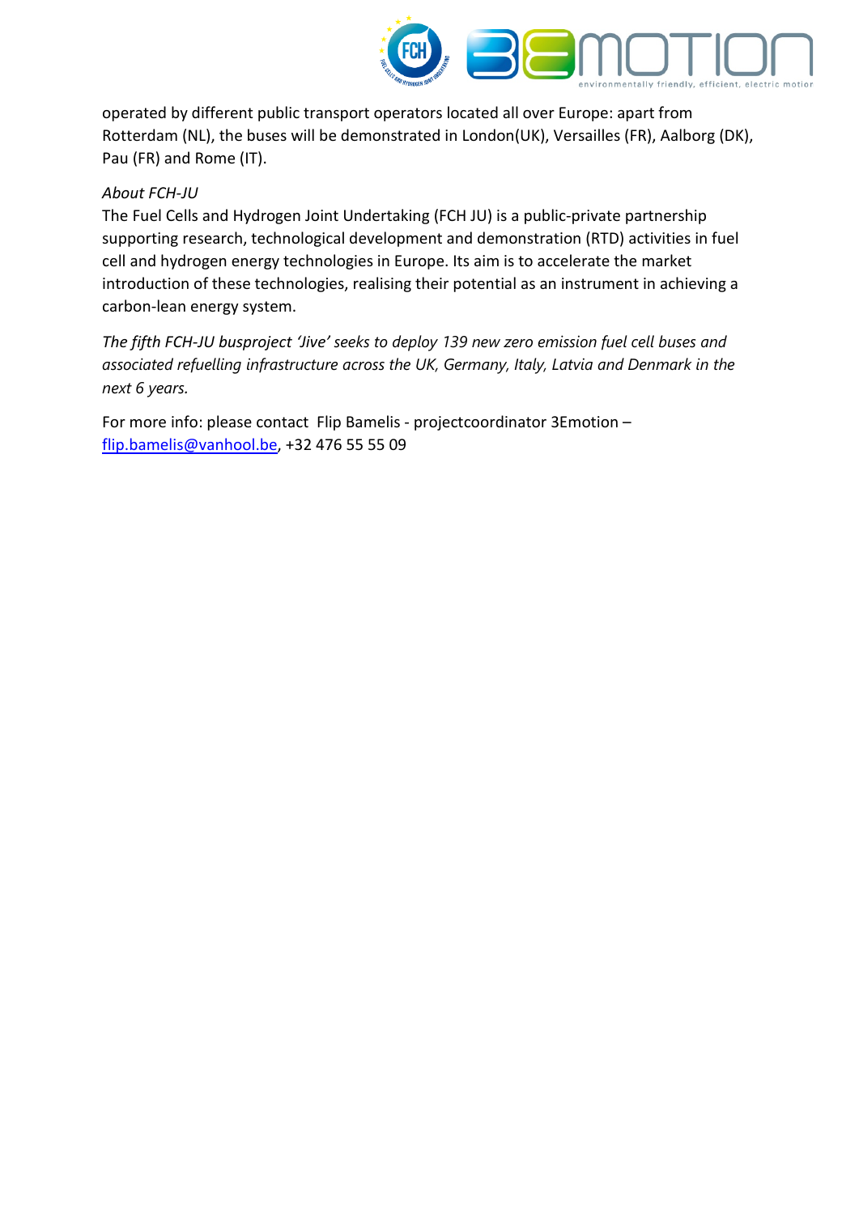operated by different public transport operators located all over Europe: apart from Rotterdam (NL), the buses will be demonstrated in London(UK), Versailles (FR), Aalborg (DK), Pau (FR) and Rome (IT).

*About FCH-JU*

The Fuel Cells and Hydrogen Joint Undertaking (FCH JU) is a public-private partnership supporting research, technological development and demonstration (RTD) activities in fuel cell and hydrogen energy technologies in Europe. Its aim is to accelerate the market introduction of these technologies, realising their potential as an instrument in achieving a carbon-lean energy system.

*The fifth FCH-JU busproject 'Jive' seeks to deploy 139 new zero emission fuel cell buses and associated refuelling infrastructure across the UK, Germany, Italy, Latvia and Denmark in the next 6 years.*

For more info: please contact Flip Bamelis - projectcoordinator 3Emotion – flip.bamelis@vanhool.be, +32 476 55 55 09